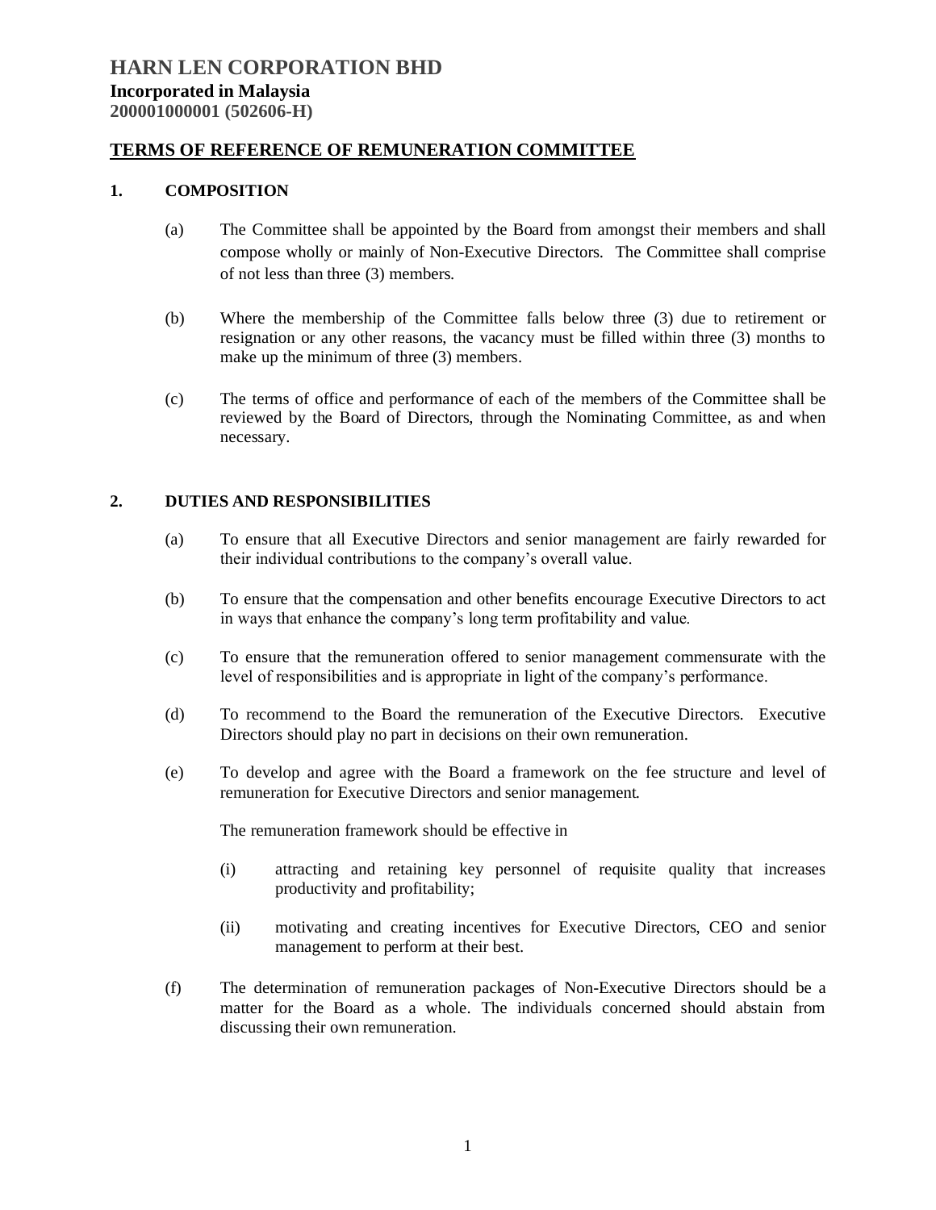# HARN LEN CORPORATION BHD

**Incorporated in Malaysia**

**200001000001 (502606-H)**

## TERMS OF REFERENCE OF REMUNERATION COMMITTEE

### 1. COMPOSITION

(a) The Committee shall be appointed by the Board from amongst their members and shall compose wholly or mainly of Non-Executive Directors. The Committee shall comprise of not less than three (3) members.

(b) Where the membership of the Committee falls below three (3) due to retirement or resignation or any other reasons, the vacancy must be filled within three (3) months to make up the minimum of three (3) members.

(c) The terms of office and performance of each of the members of the Committee shall be reviewed by the Board of Directors, through the Nominating Committee, as and when necessary.

### 2. DUTIES AND RESPONSIBILITIES

(a) To ensure that all Executive Directors and senior management are fairly rewarded for their individual contributions to the company's overall value.

(b) To ensure that the compensation and other benefits encourage Executive Directors to act in ways that enhance the company's long term profitability and value.

(c) To ensure that the remuneration offered to senior management commensurate with the level of responsibilities and is appropriate in light of the company's performance.

(d) To recommend to the Board the remuneration of the Executive Directors. Executive Directors should play no part in decisions on their own remuneration.

(e) To develop and agree with the Board a framework on the fee structure and level of remuneration for Executive Directors and senior management.

The remuneration framework should be effective in

(i) attracting and retaining key personnel of requisite quality that increases productivity and profitability;

(ii) motivating and creating incentives for Executive Directors, CEO and senior management to perform at their best.

(f) The determination of remuneration packages of Non-Executive Directors should be a matter for the Board as a whole. The individuals concerned should abstain from discussing their own remuneration.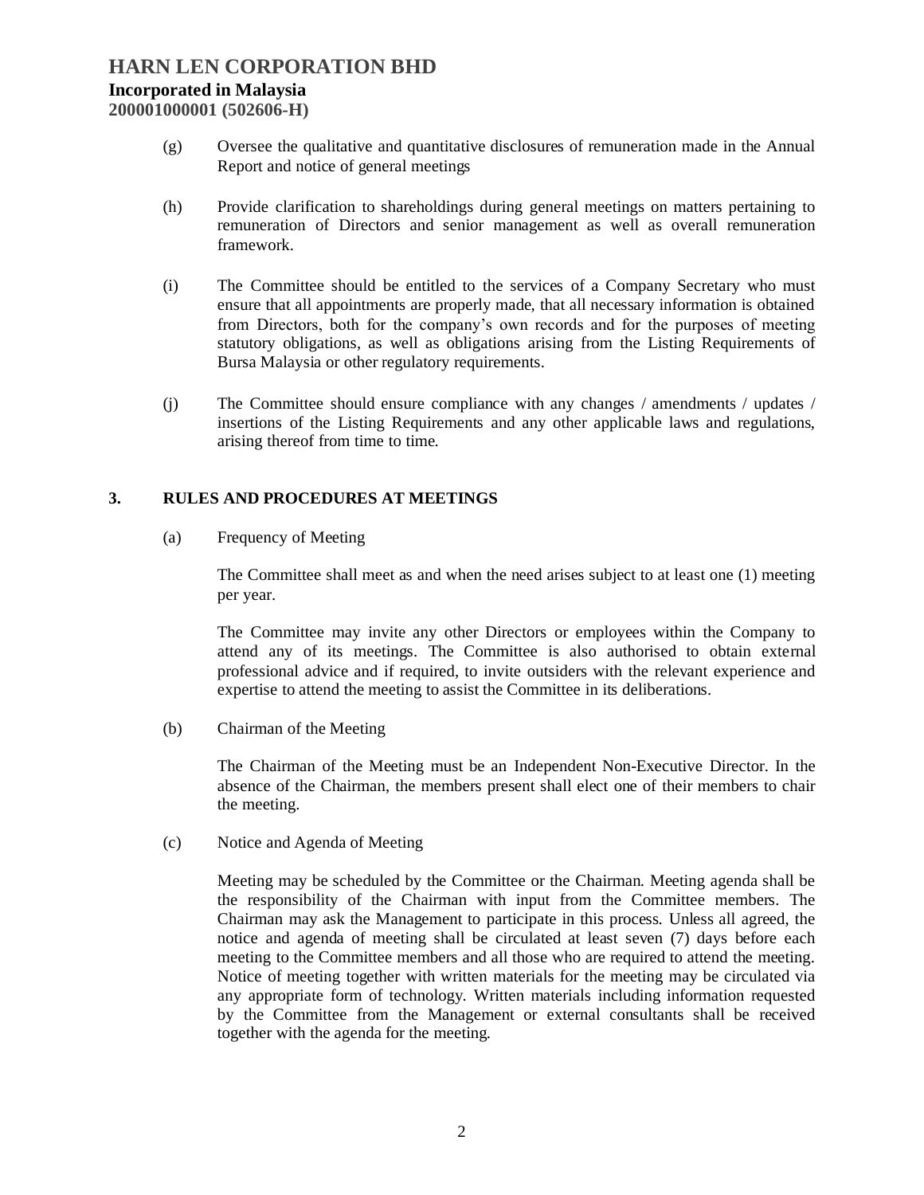(g) Oversee the qualitative and quantitative disclosures of remuneration made in the Annual Report and notice of general meetings

(h) Provide clarification to shareholdings during general meetings on matters pertaining to remuneration of Directors and senior management as well as overall remuneration framework.

(i) The Committee should be entitled to the services of a Company Secretary who must ensure that all appointments are properly made, that all necessary information is obtained from Directors, both for the company's own records and for the purposes of meeting statutory obligations, as well as obligations arising from the Listing Requirements of Bursa Malaysia or other regulatory requirements.

(j) The Committee should ensure compliance with any changes / amendments / updates / insertions of the Listing Requirements and any other applicable laws and regulations, arising thereof from time to time.

## 3. RULES AND PROCEDURES AT MEETINGS

(a) Frequency of Meeting

The Committee shall meet as and when the need arises subject to at least one (1) meeting per year.

The Committee may invite any other Directors or employees within the Company to attend any of its meetings. The Committee is also authorised to obtain external professional advice and if required, to invite outsiders with the relevant experience and expertise to attend the meeting to assist the Committee in its deliberations.

(b) Chairman of the Meeting

The Chairman of the Meeting must be an Independent Non-Executive Director. In the absence of the Chairman, the members present shall elect one of their members to chair the meeting.

(c) Notice and Agenda of Meeting

Meeting may be scheduled by the Committee or the Chairman. Meeting agenda shall be the responsibility of the Chairman with input from the Committee members. The Chairman may ask the Management to participate in this process. Unless all agreed, the notice and agenda of meeting shall be circulated at least seven (7) days before each meeting to the Committee members and all those who are required to attend the meeting. Notice of meeting together with written materials for the meeting may be circulated via any appropriate form of technology. Written materials including information requested by the Committee from the Management or external consultants shall be received together with the agenda for the meeting.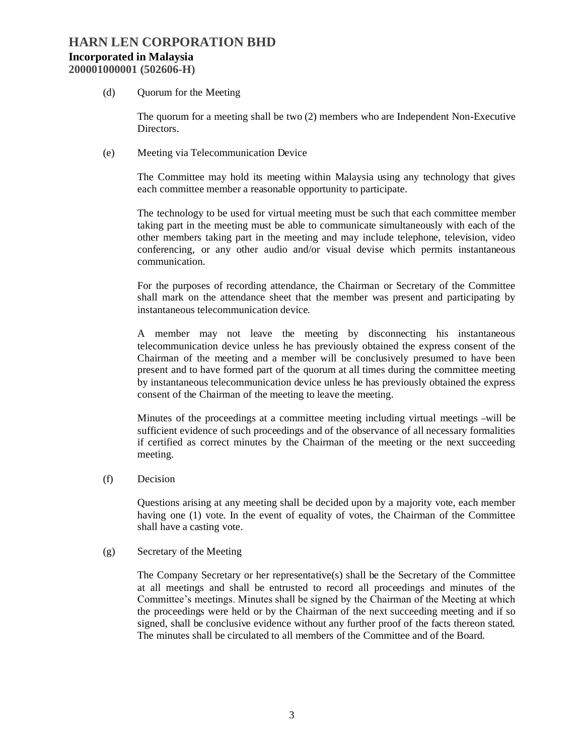(d) Quorum for the Meeting

The quorum for a meeting shall be two (2) members who are Independent Non-Executive Directors.

(e) Meeting via Telecommunication Device

The Committee may hold its meeting within Malaysia using any technology that gives each committee member a reasonable opportunity to participate.

The technology to be used for virtual meeting must be such that each committee member taking part in the meeting must be able to communicate simultaneously with each of the other members taking part in the meeting and may include telephone, television, video conferencing, or any other audio and/or visual devise which permits instantaneous communication.

For the purposes of recording attendance, the Chairman or Secretary of the Committee shall mark on the attendance sheet that the member was present and participating by instantaneous telecommunication device.

A member may not leave the meeting by disconnecting his instantaneous telecommunication device unless he has previously obtained the express consent of the Chairman of the meeting and a member will be conclusively presumed to have been present and to have formed part of the quorum at all times during the committee meeting by instantaneous telecommunication device unless he has previously obtained the express consent of the Chairman of the meeting to leave the meeting.

Minutes of the proceedings at a committee meeting including virtual meetings –will be sufficient evidence of such proceedings and of the observance of all necessary formalities if certified as correct minutes by the Chairman of the meeting or the next succeeding meeting.

(f) Decision

Questions arising at any meeting shall be decided upon by a majority vote, each member having one (1) vote. In the event of equality of votes, the Chairman of the Committee shall have a casting vote.

(g) Secretary of the Meeting

The Company Secretary or her representative(s) shall be the Secretary of the Committee at all meetings and shall be entrusted to record all proceedings and minutes of the Committee's meetings. Minutes shall be signed by the Chairman of the Meeting at which the proceedings were held or by the Chairman of the next succeeding meeting and if so signed, shall be conclusive evidence without any further proof of the facts thereon stated. The minutes shall be circulated to all members of the Committee and of the Board.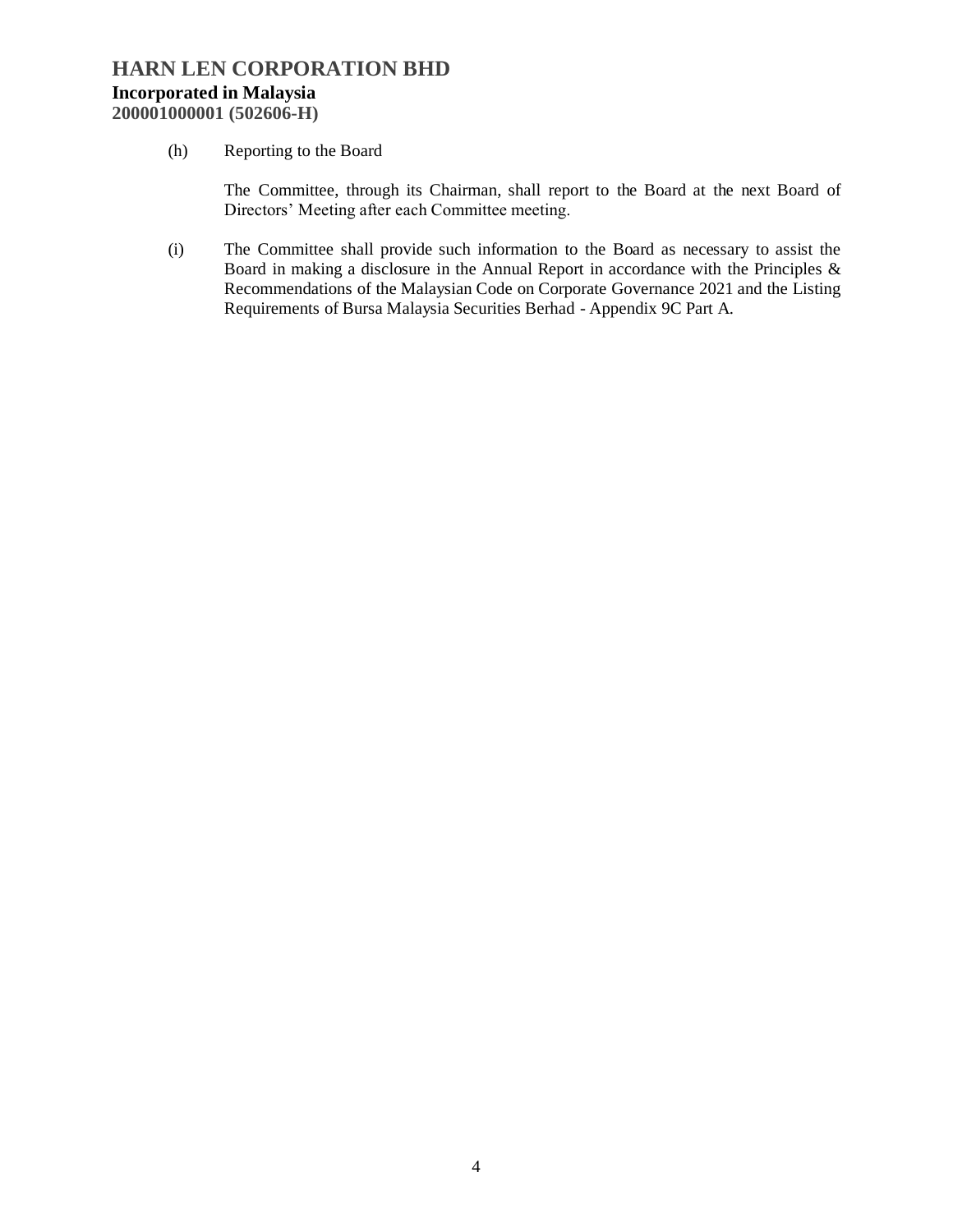(h) Reporting to the Board

The Committee, through its Chairman, shall report to the Board at the next Board of Directors' Meeting after each Committee meeting.

(i) The Committee shall provide such information to the Board as necessary to assist the Board in making a disclosure in the Annual Report in accordance with the Principles & Recommendations of the Malaysian Code on Corporate Governance 2021 and the Listing Requirements of Bursa Malaysia Securities Berhad - Appendix 9C Part A.